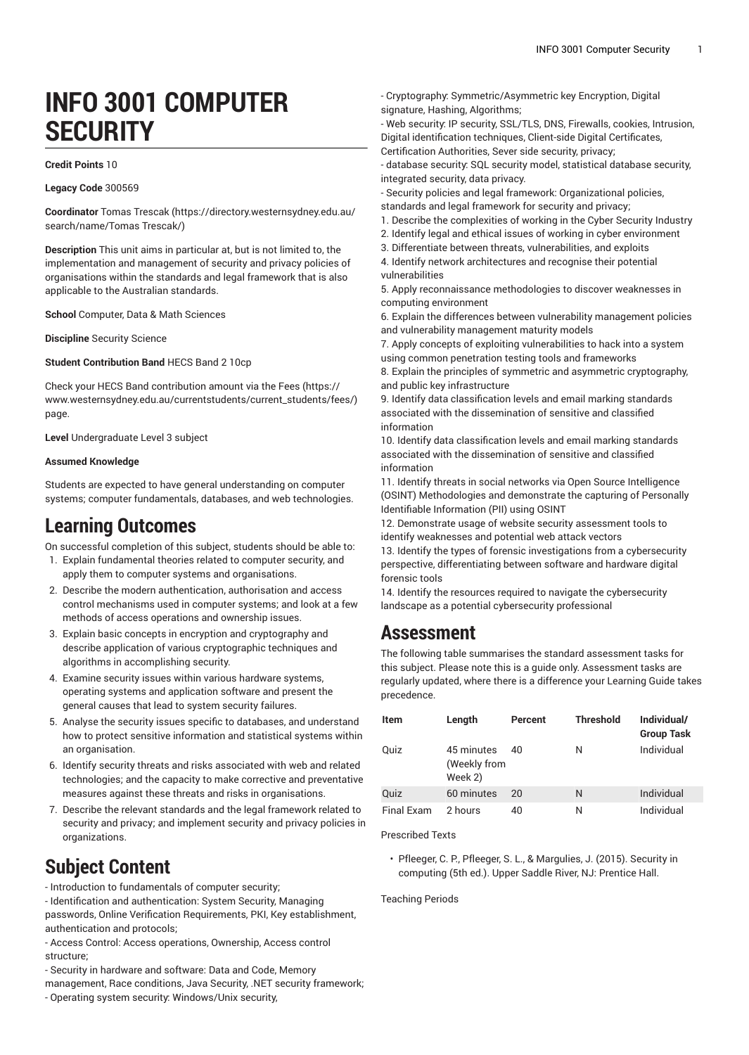# INFO 3001 COMPUTER SECURITY

**Credit Points** 10

**Legacy Code** 300569

**Coordinator** Tomas Trescak (https://directory.westernsydney.edu.au/search/name/Tomas Trescak/)

**Description** This unit aims in particular at, but is not limited to, the implementation and management of security and privacy policies of organisations within the standards and legal framework that is also applicable to the Australian standards.

**School** Computer, Data & Math Sciences

**Discipline** Security Science

**Student Contribution Band** HECS Band 2 10cp

Check your HECS Band contribution amount via the Fees (https://www.westernsydney.edu.au/currentstudents/current_students/fees/) page.

**Level** Undergraduate Level 3 subject

**Assumed Knowledge**

Students are expected to have general understanding on computer systems; computer fundamentals, databases, and web technologies.

## Learning Outcomes

On successful completion of this subject, students should be able to:

1. Explain fundamental theories related to computer security, and apply them to computer systems and organisations.
2. Describe the modern authentication, authorisation and access control mechanisms used in computer systems; and look at a few methods of access operations and ownership issues.
3. Explain basic concepts in encryption and cryptography and describe application of various cryptographic techniques and algorithms in accomplishing security.
4. Examine security issues within various hardware systems, operating systems and application software and present the general causes that lead to system security failures.
5. Analyse the security issues specific to databases, and understand how to protect sensitive information and statistical systems within an organisation.
6. Identify security threats and risks associated with web and related technologies; and the capacity to make corrective and preventative measures against these threats and risks in organisations.
7. Describe the relevant standards and the legal framework related to security and privacy; and implement security and privacy policies in organizations.

## Subject Content

- Introduction to fundamentals of computer security;
- Identification and authentication: System Security, Managing passwords, Online Verification Requirements, PKI, Key establishment, authentication and protocols;
- Access Control: Access operations, Ownership, Access control structure;
- Security in hardware and software: Data and Code, Memory management, Race conditions, Java Security, .NET security framework;
- Operating system security: Windows/Unix security,
- Cryptography: Symmetric/Asymmetric key Encryption, Digital signature, Hashing, Algorithms;
- Web security: IP security, SSL/TLS, DNS, Firewalls, cookies, Intrusion, Digital identification techniques, Client-side Digital Certificates, Certification Authorities, Sever side security, privacy;
- database security: SQL security model, statistical database security, integrated security, data privacy.
- Security policies and legal framework: Organizational policies, standards and legal framework for security and privacy;

1. Describe the complexities of working in the Cyber Security Industry
2. Identify legal and ethical issues of working in cyber environment
3. Differentiate between threats, vulnerabilities, and exploits
4. Identify network architectures and recognise their potential vulnerabilities
5. Apply reconnaissance methodologies to discover weaknesses in computing environment
6. Explain the differences between vulnerability management policies and vulnerability management maturity models
7. Apply concepts of exploiting vulnerabilities to hack into a system using common penetration testing tools and frameworks
8. Explain the principles of symmetric and asymmetric cryptography, and public key infrastructure
9. Identify data classification levels and email marking standards associated with the dissemination of sensitive and classified information
10. Identify data classification levels and email marking standards associated with the dissemination of sensitive and classified information
11. Identify threats in social networks via Open Source Intelligence (OSINT) Methodologies and demonstrate the capturing of Personally Identifiable Information (PII) using OSINT
12. Demonstrate usage of website security assessment tools to identify weaknesses and potential web attack vectors
13. Identify the types of forensic investigations from a cybersecurity perspective, differentiating between software and hardware digital forensic tools
14. Identify the resources required to navigate the cybersecurity landscape as a potential cybersecurity professional

## Assessment

The following table summarises the standard assessment tasks for this subject. Please note this is a guide only. Assessment tasks are regularly updated, where there is a difference your Learning Guide takes precedence.

| Item | Length | Percent | Threshold | Individual/ Group Task |
| --- | --- | --- | --- | --- |
| Quiz | 45 minutes (Weekly from Week 2) | 40 | N | Individual |
| Quiz | 60 minutes | 20 | N | Individual |
| Final Exam | 2 hours | 40 | N | Individual |

Prescribed Texts

- Pfleeger, C. P., Pfleeger, S. L., & Margulies, J. (2015). Security in computing (5th ed.). Upper Saddle River, NJ: Prentice Hall.

Teaching Periods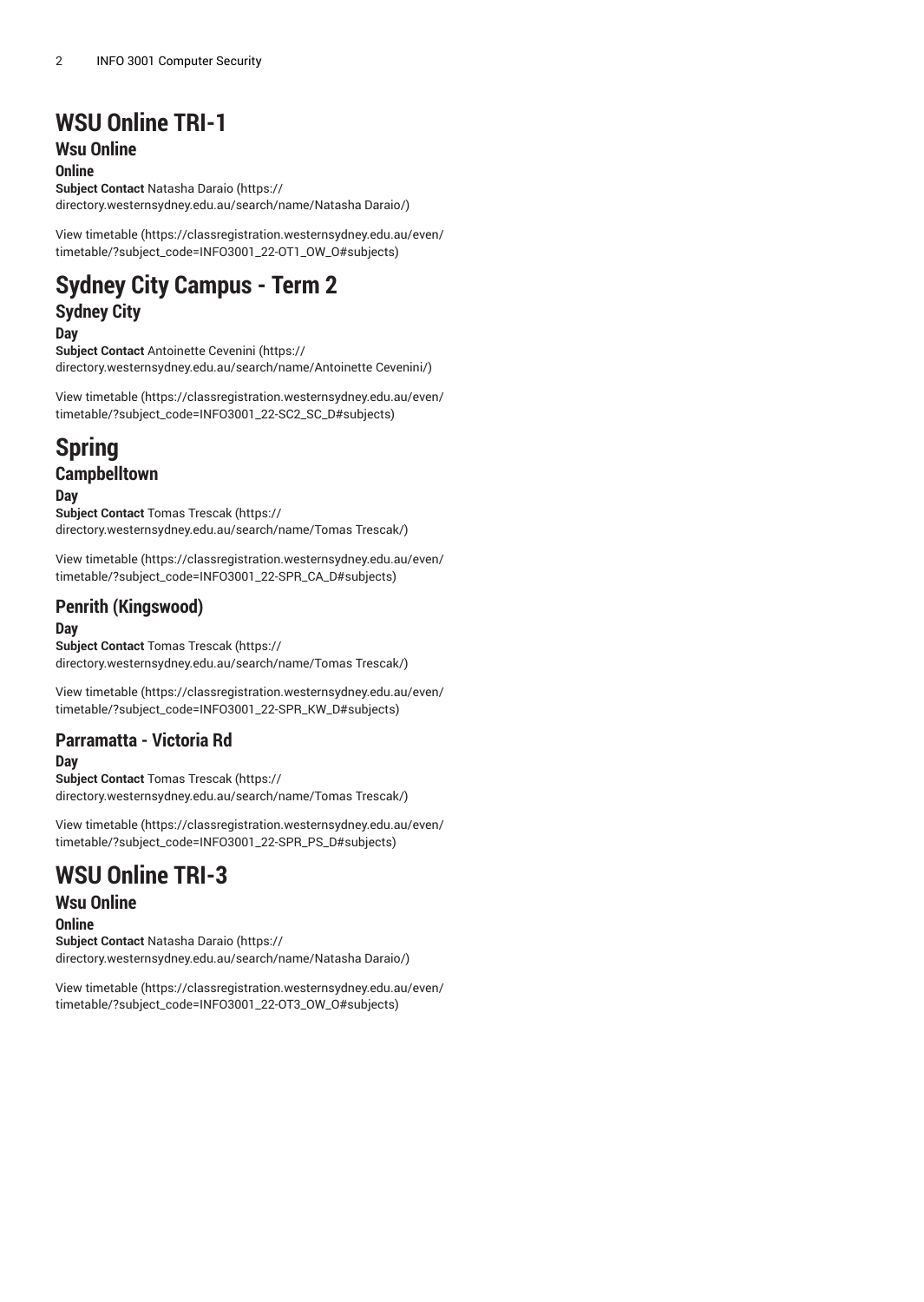# WSU Online TRI-1

## Wsu Online

### Online

**Subject Contact** Natasha Daraio (https://directory.westernsydney.edu.au/search/name/Natasha Daraio/)

View timetable (https://classregistration.westernsydney.edu.au/even/timetable/?subject_code=INFO3001_22-OT1_OW_O#subjects)

# Sydney City Campus - Term 2

## Sydney City

### Day

**Subject Contact** Antoinette Cevenini (https://directory.westernsydney.edu.au/search/name/Antoinette Cevenini/)

View timetable (https://classregistration.westernsydney.edu.au/even/timetable/?subject_code=INFO3001_22-SC2_SC_D#subjects)

# Spring

## Campbelltown

### Day

**Subject Contact** Tomas Trescak (https://directory.westernsydney.edu.au/search/name/Tomas Trescak/)

View timetable (https://classregistration.westernsydney.edu.au/even/timetable/?subject_code=INFO3001_22-SPR_CA_D#subjects)

## Penrith (Kingswood)

### Day

**Subject Contact** Tomas Trescak (https://directory.westernsydney.edu.au/search/name/Tomas Trescak/)

View timetable (https://classregistration.westernsydney.edu.au/even/timetable/?subject_code=INFO3001_22-SPR_KW_D#subjects)

## Parramatta - Victoria Rd

### Day

**Subject Contact** Tomas Trescak (https://directory.westernsydney.edu.au/search/name/Tomas Trescak/)

View timetable (https://classregistration.westernsydney.edu.au/even/timetable/?subject_code=INFO3001_22-SPR_PS_D#subjects)

# WSU Online TRI-3

## Wsu Online

### Online

**Subject Contact** Natasha Daraio (https://directory.westernsydney.edu.au/search/name/Natasha Daraio/)

View timetable (https://classregistration.westernsydney.edu.au/even/timetable/?subject_code=INFO3001_22-OT3_OW_O#subjects)